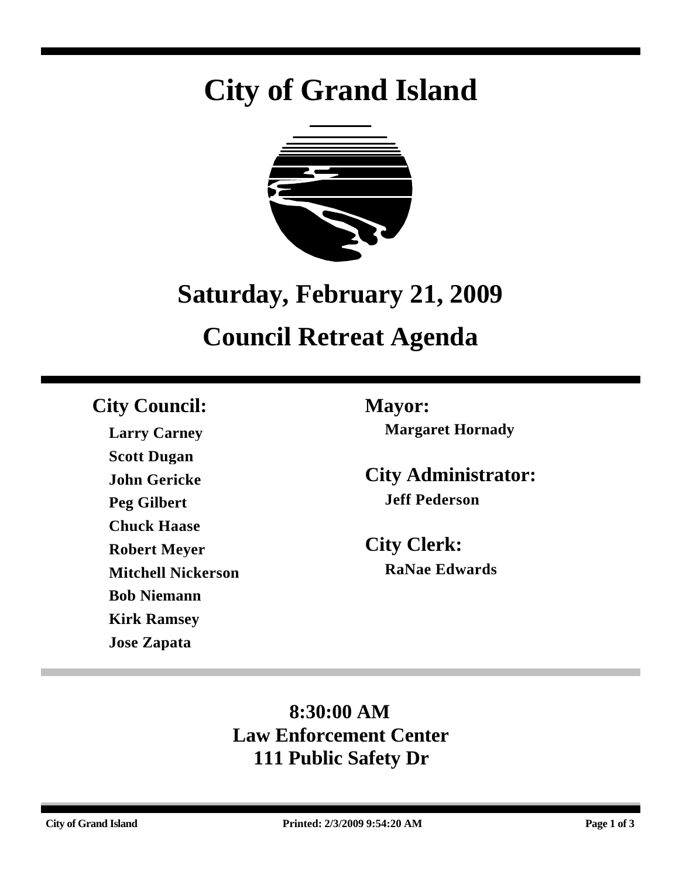# City of Grand Island

## Saturday, February 21, 2009

## Council Retreat Agenda

**City Council:**

**Larry Carney**
**Scott Dugan**
**John Gericke**
**Peg Gilbert**
**Chuck Haase**
**Robert Meyer**
**Mitchell Nickerson**
**Bob Niemann**
**Kirk Ramsey**
**Jose Zapata**

**Mayor:**

**Margaret Hornady**

**City Administrator:**

**Jeff Pederson**

**City Clerk:**

**RaNae Edwards**

**8:30:00 AM**
**Law Enforcement Center**
**111 Public Safety Dr**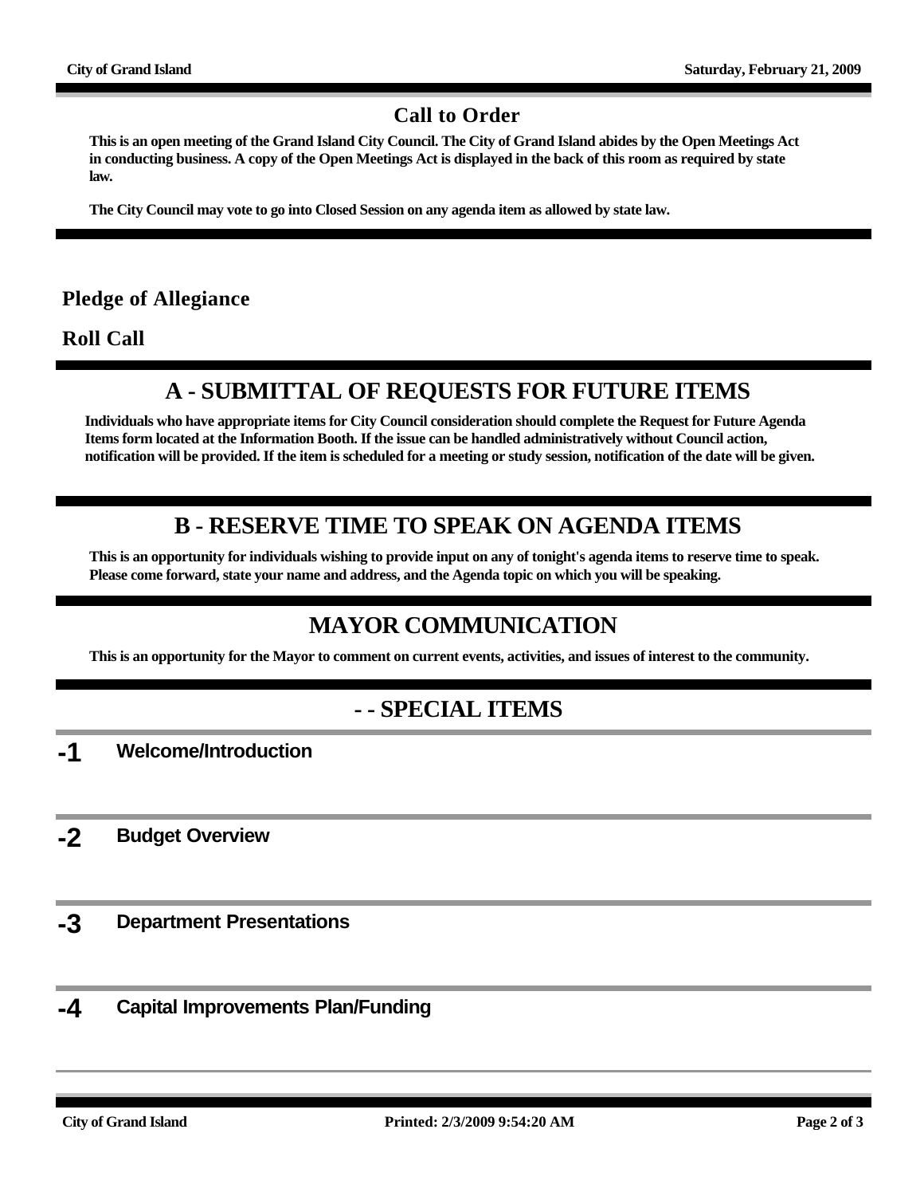## Call to Order

**This is an open meeting of the Grand Island City Council. The City of Grand Island abides by the Open Meetings Act in conducting business. A copy of the Open Meetings Act is displayed in the back of this room as required by state law.**

**The City Council may vote to go into Closed Session on any agenda item as allowed by state law.**

## Pledge of Allegiance

## Roll Call

# A - SUBMITTAL OF REQUESTS FOR FUTURE ITEMS

**Individuals who have appropriate items for City Council consideration should complete the Request for Future Agenda Items form located at the Information Booth. If the issue can be handled administratively without Council action, notification will be provided. If the item is scheduled for a meeting or study session, notification of the date will be given.**

# B - RESERVE TIME TO SPEAK ON AGENDA ITEMS

**This is an opportunity for individuals wishing to provide input on any of tonight's agenda items to reserve time to speak. Please come forward, state your name and address, and the Agenda topic on which you will be speaking.**

# MAYOR COMMUNICATION

**This is an opportunity for the Mayor to comment on current events, activities, and issues of interest to the community.**

# - - SPECIAL ITEMS

**-1** **Welcome/Introduction**

**-2** **Budget Overview**

**-3** **Department Presentations**

**-4** **Capital Improvements Plan/Funding**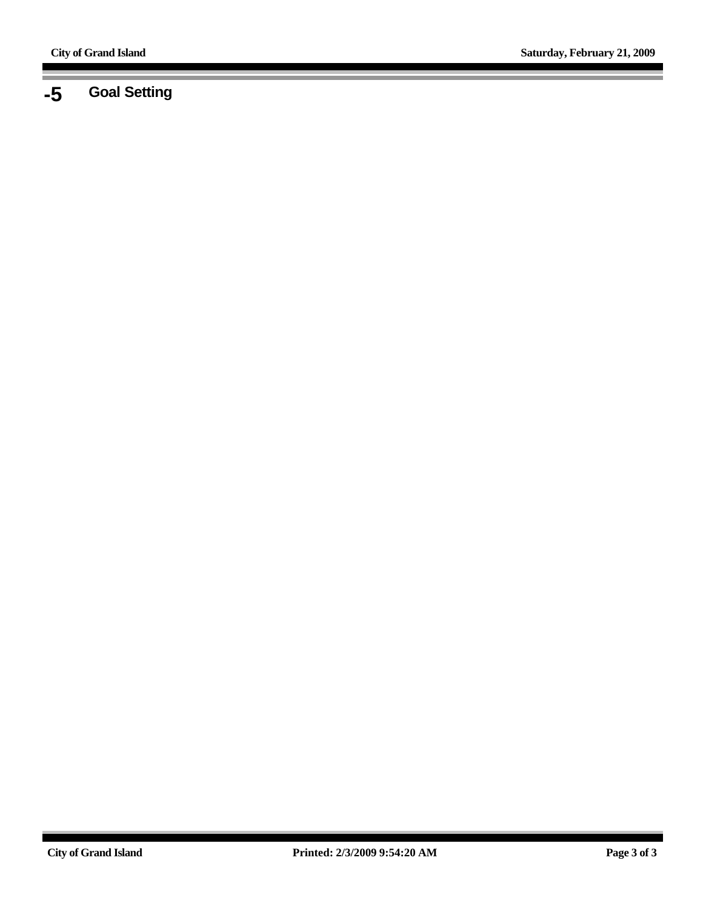## -5 Goal Setting